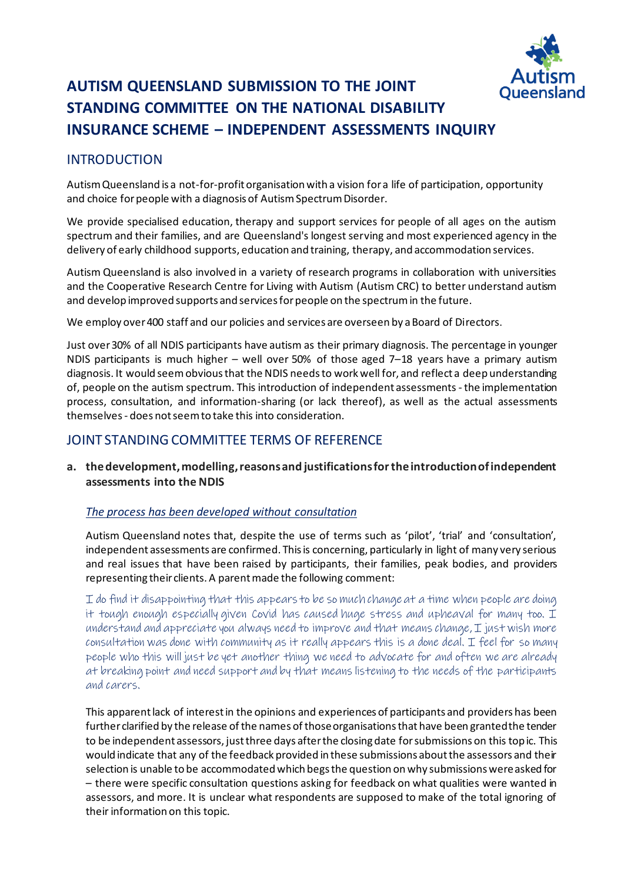# AUTISM QUEENSLAND SUBMISSION TO THE JOINT STANDING COMMITTEE ON THE NATIONAL DISABILITY INSURANCE SCHEME – INDEPENDENT ASSESSMENTS INQUIRY

## INTRODUCTION

Autism Queensland is a not-for-profit organisation with a vision for a life of participation, opportunity and choice for people with a diagnosis of Autism Spectrum Disorder.

We provide specialised education, therapy and support services for people of all ages on the autism spectrum and their families, and are Queensland's longest serving and most experienced agency in the delivery of early childhood supports, education and training, therapy, and accommodation services.

Autism Queensland is also involved in a variety of research programs in collaboration with universities and the Cooperative Research Centre for Living with Autism (Autism CRC) to better understand autism and develop improved supports and services for people on the spectrum in the future.

We employ over 400 staff and our policies and services are overseen by a Board of Directors.

Just over 30% of all NDIS participants have autism as their primary diagnosis. The percentage in younger NDIS participants is much higher – well over 50% of those aged 7–18 years have a primary autism diagnosis. It would seem obvious that the NDIS needs to work well for, and reflect a deep understanding of, people on the autism spectrum. This introduction of independent assessments - the implementation process, consultation, and information-sharing (or lack thereof), as well as the actual assessments themselves - does not seem to take this into consideration.

## JOINT STANDING COMMITTEE TERMS OF REFERENCE

**a. the development, modelling, reasons and justifications for the introduction of independent assessments into the NDIS**

*The process has been developed without consultation*

Autism Queensland notes that, despite the use of terms such as 'pilot', 'trial' and 'consultation', independent assessments are confirmed. This is concerning, particularly in light of many very serious and real issues that have been raised by participants, their families, peak bodies, and providers representing their clients. A parent made the following comment:

> I do find it disappointing that this appears to be so much change at a time when people are doing it tough enough especially given Covid has caused huge stress and upheaval for many too. I understand and appreciate you always need to improve and that means change, I just wish more consultation was done with community as it really appears this is a done deal. I feel for so many people who this will just be yet another thing we need to advocate for and often we are already at breaking point and need support and by that means listening to the needs of the participants and carers.

This apparent lack of interest in the opinions and experiences of participants and providers has been further clarified by the release of the names of those organisations that have been granted the tender to be independent assessors, just three days after the closing date for submissions on this topic. This would indicate that any of the feedback provided in these submissions about the assessors and their selection is unable to be accommodated which begs the question on why submissions were asked for – there were specific consultation questions asking for feedback on what qualities were wanted in assessors, and more. It is unclear what respondents are supposed to make of the total ignoring of their information on this topic.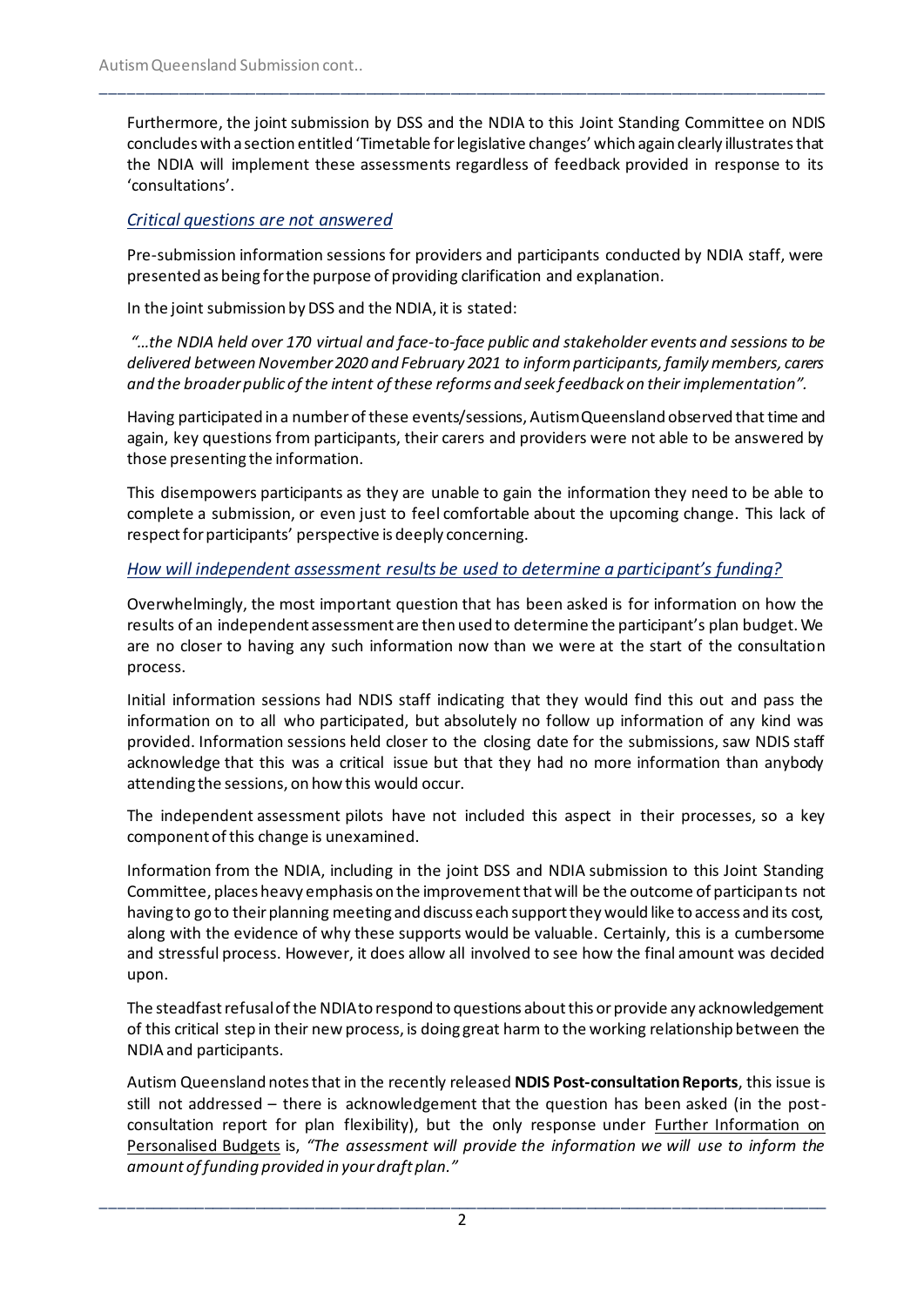Furthermore, the joint submission by DSS and the NDIA to this Joint Standing Committee on NDIS concludes with a section entitled 'Timetable for legislative changes' which again clearly illustrates that the NDIA will implement these assessments regardless of feedback provided in response to its 'consultations'.

*Critical questions are not answered*

Pre-submission information sessions for providers and participants conducted by NDIA staff, were presented as being for the purpose of providing clarification and explanation.

In the joint submission by DSS and the NDIA, it is stated:

*"…the NDIA held over 170 virtual and face-to-face public and stakeholder events and sessions to be delivered between November 2020 and February 2021 to inform participants, family members, carers and the broader public of the intent of these reforms and seek feedback on their implementation".*

Having participated in a number of these events/sessions, Autism Queensland observed that time and again, key questions from participants, their carers and providers were not able to be answered by those presenting the information.

This disempowers participants as they are unable to gain the information they need to be able to complete a submission, or even just to feel comfortable about the upcoming change. This lack of respect for participants' perspective is deeply concerning.

*How will independent assessment results be used to determine a participant's funding?*

Overwhelmingly, the most important question that has been asked is for information on how the results of an independent assessment are then used to determine the participant's plan budget. We are no closer to having any such information now than we were at the start of the consultation process.

Initial information sessions had NDIS staff indicating that they would find this out and pass the information on to all who participated, but absolutely no follow up information of any kind was provided. Information sessions held closer to the closing date for the submissions, saw NDIS staff acknowledge that this was a critical issue but that they had no more information than anybody attending the sessions, on how this would occur.

The independent assessment pilots have not included this aspect in their processes, so a key component of this change is unexamined.

Information from the NDIA, including in the joint DSS and NDIA submission to this Joint Standing Committee, places heavy emphasis on the improvement that will be the outcome of participants not having to go to their planning meeting and discuss each support they would like to access and its cost, along with the evidence of why these supports would be valuable. Certainly, this is a cumbersome and stressful process. However, it does allow all involved to see how the final amount was decided upon.

The steadfast refusal of the NDIA to respond to questions about this or provide any acknowledgement of this critical step in their new process, is doing great harm to the working relationship between the NDIA and participants.

Autism Queensland notes that in the recently released **NDIS Post-consultation Reports**, this issue is still not addressed – there is acknowledgement that the question has been asked (in the post-consultation report for plan flexibility), but the only response under Further Information on Personalised Budgets is, *"The assessment will provide the information we will use to inform the amount of funding provided in your draft plan."*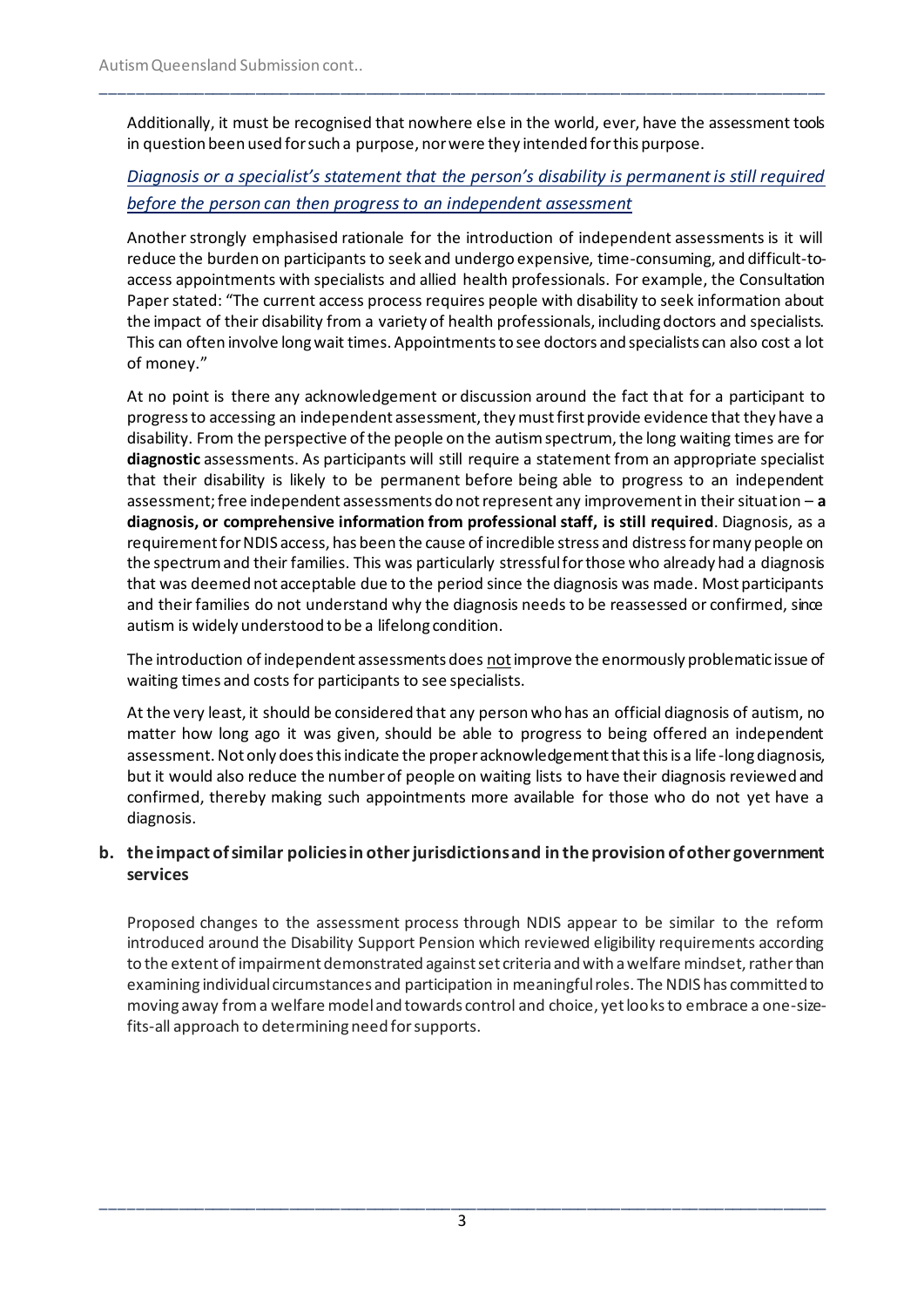Additionally, it must be recognised that nowhere else in the world, ever, have the assessment tools in question been used for such a purpose, nor were they intended for this purpose.

*Diagnosis or a specialist's statement that the person's disability is permanent is still required before the person can then progress to an independent assessment*

Another strongly emphasised rationale for the introduction of independent assessments is it will reduce the burden on participants to seek and undergo expensive, time-consuming, and difficult-to-access appointments with specialists and allied health professionals. For example, the Consultation Paper stated: "The current access process requires people with disability to seek information about the impact of their disability from a variety of health professionals, including doctors and specialists. This can often involve long wait times. Appointments to see doctors and specialists can also cost a lot of money."

At no point is there any acknowledgement or discussion around the fact that for a participant to progress to accessing an independent assessment, they must first provide evidence that they have a disability. From the perspective of the people on the autism spectrum, the long waiting times are for **diagnostic** assessments. As participants will still require a statement from an appropriate specialist that their disability is likely to be permanent before being able to progress to an independent assessment; free independent assessments do not represent any improvement in their situation – **a diagnosis, or comprehensive information from professional staff, is still required**. Diagnosis, as a requirement for NDIS access, has been the cause of incredible stress and distress for many people on the spectrum and their families. This was particularly stressful for those who already had a diagnosis that was deemed not acceptable due to the period since the diagnosis was made. Most participants and their families do not understand why the diagnosis needs to be reassessed or confirmed, since autism is widely understood to be a lifelong condition.

The introduction of independent assessments does not improve the enormously problematic issue of waiting times and costs for participants to see specialists.

At the very least, it should be considered that any person who has an official diagnosis of autism, no matter how long ago it was given, should be able to progress to being offered an independent assessment. Not only does this indicate the proper acknowledgement that this is a life-long diagnosis, but it would also reduce the number of people on waiting lists to have their diagnosis reviewed and confirmed, thereby making such appointments more available for those who do not yet have a diagnosis.

**b. the impact of similar policies in other jurisdictions and in the provision of other government services**

Proposed changes to the assessment process through NDIS appear to be similar to the reform introduced around the Disability Support Pension which reviewed eligibility requirements according to the extent of impairment demonstrated against set criteria and with a welfare mindset, rather than examining individual circumstances and participation in meaningful roles. The NDIS has committed to moving away from a welfare model and towards control and choice, yet looks to embrace a one-size-fits-all approach to determining need for supports.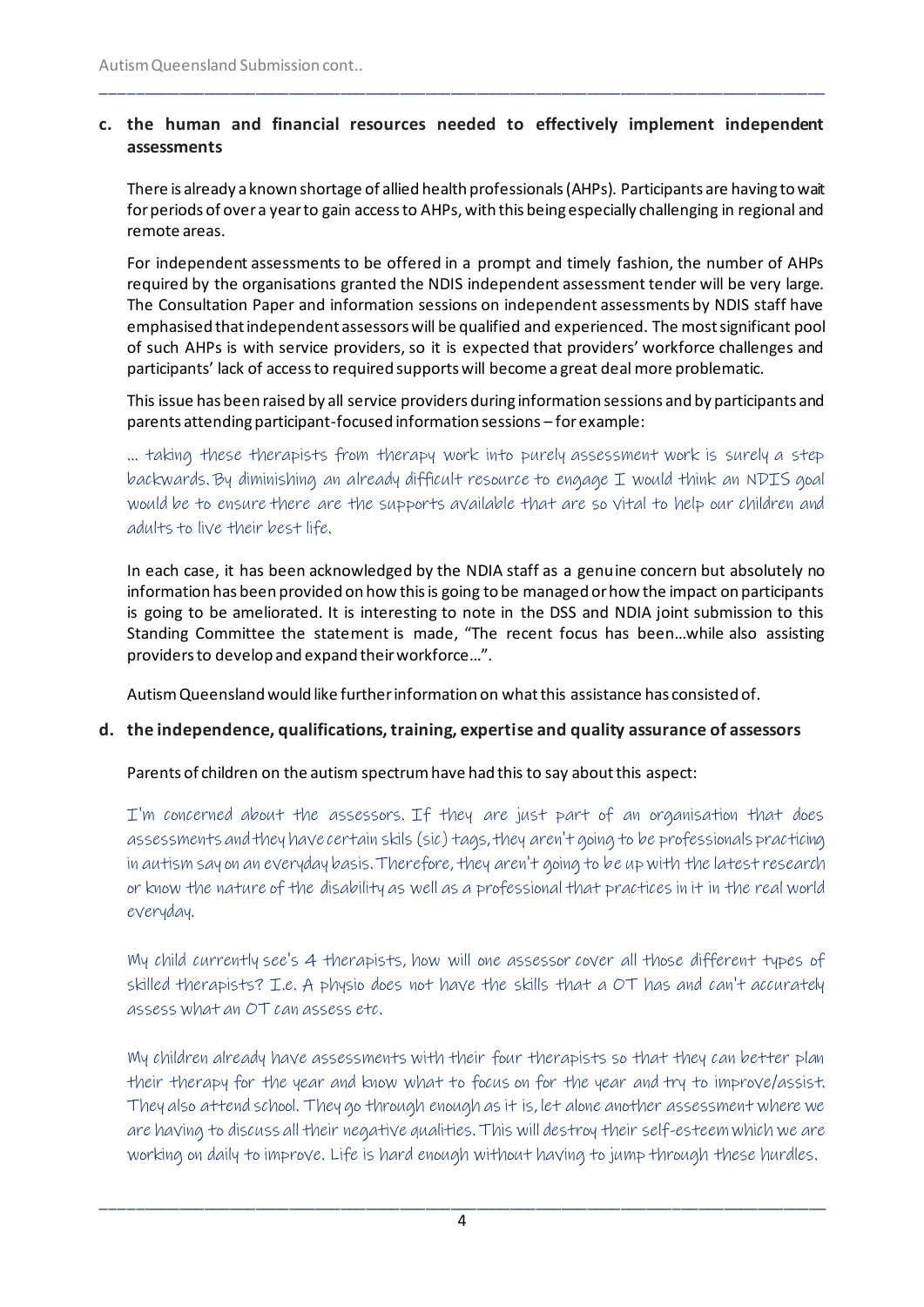**c. the human and financial resources needed to effectively implement independent assessments**

There is already a known shortage of allied health professionals (AHPs). Participants are having to wait for periods of over a year to gain access to AHPs, with this being especially challenging in regional and remote areas.

For independent assessments to be offered in a prompt and timely fashion, the number of AHPs required by the organisations granted the NDIS independent assessment tender will be very large. The Consultation Paper and information sessions on independent assessments by NDIS staff have emphasised that independent assessors will be qualified and experienced. The most significant pool of such AHPs is with service providers, so it is expected that providers' workforce challenges and participants' lack of access to required supports will become a great deal more problematic.

This issue has been raised by all service providers during information sessions and by participants and parents attending participant-focused information sessions – for example:

> … taking these therapists from therapy work into purely assessment work is surely a step backwards. By diminishing an already difficult resource to engage I would think an NDIS goal would be to ensure there are the supports available that are so vital to help our children and adults to live their best life.

In each case, it has been acknowledged by the NDIA staff as a genuine concern but absolutely no information has been provided on how this is going to be managed or how the impact on participants is going to be ameliorated. It is interesting to note in the DSS and NDIA joint submission to this Standing Committee the statement is made, "The recent focus has been…while also assisting providers to develop and expand their workforce…".

Autism Queensland would like further information on what this assistance has consisted of.

**d. the independence, qualifications, training, expertise and quality assurance of assessors**

Parents of children on the autism spectrum have had this to say about this aspect:

> I'm concerned about the assessors. If they are just part of an organisation that does assessments and they have certain skils (sic) tags, they aren't going to be professionals practicing in autism say on an everyday basis. Therefore, they aren't going to be up with the latest research or know the nature of the disability as well as a professional that practices in it in the real world everyday.

> My child currently see's 4 therapists, how will one assessor cover all those different types of skilled therapists? I.e. A physio does not have the skills that a OT has and can't accurately assess what an OT can assess etc.

> My children already have assessments with their four therapists so that they can better plan their therapy for the year and know what to focus on for the year and try to improve/assist. They also attend school. They go through enough as it is, let alone another assessment where we are having to discuss all their negative qualities. This will destroy their self-esteem which we are working on daily to improve. Life is hard enough without having to jump through these hurdles.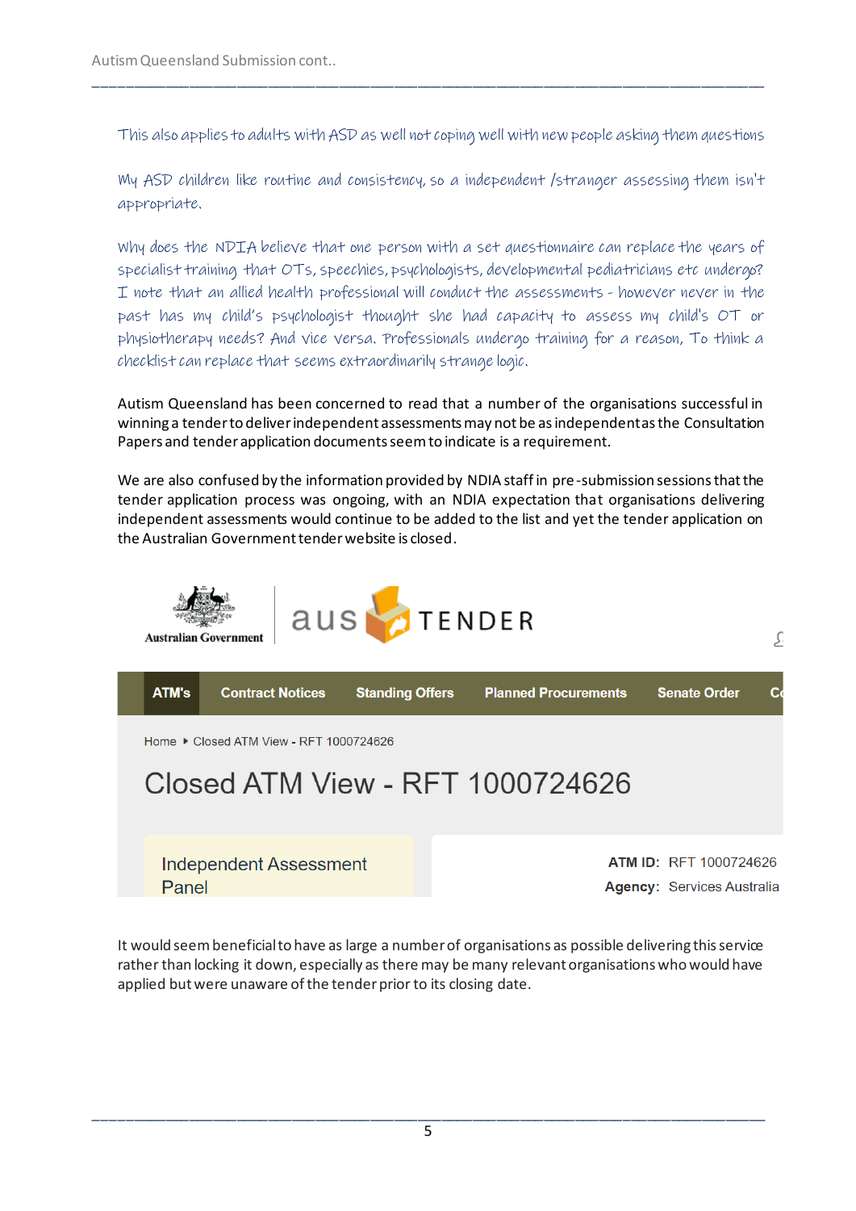This also applies to adults with ASD as well not coping well with new people asking them questions

My ASD children like routine and consistency, so a independent /stranger assessing them isn't appropriate.

Why does the NDIA believe that one person with a set questionnaire can replace the years of specialist training that OTs, speechies, psychologists, developmental pediatricians etc undergo? I note that an allied health professional will conduct the assessments - however never in the past has my child's psychologist thought she had capacity to assess my child's OT or physiotherapy needs? And vice versa. Professionals undergo training for a reason, To think a checklist can replace that seems extraordinarily strange logic.

Autism Queensland has been concerned to read that a number of the organisations successful in winning a tender to deliver independent assessments may not be as independent as the Consultation Papers and tender application documents seem to indicate is a requirement.

We are also confused by the information provided by NDIA staff in pre-submission sessions that the tender application process was ongoing, with an NDIA expectation that organisations delivering independent assessments would continue to be added to the list and yet the tender application on the Australian Government tender website is closed.

Australian Government | aus TENDER

ATM's | Contract Notices | Standing Offers | Planned Procurements | Senate Order | C

Home ▸ Closed ATM View - RFT 1000724626

Closed ATM View - RFT 1000724626

Independent Assessment Panel

ATM ID: RFT 1000724626
Agency: Services Australia

It would seem beneficial to have as large a number of organisations as possible delivering this service rather than locking it down, especially as there may be many relevant organisations who would have applied but were unaware of the tender prior to its closing date.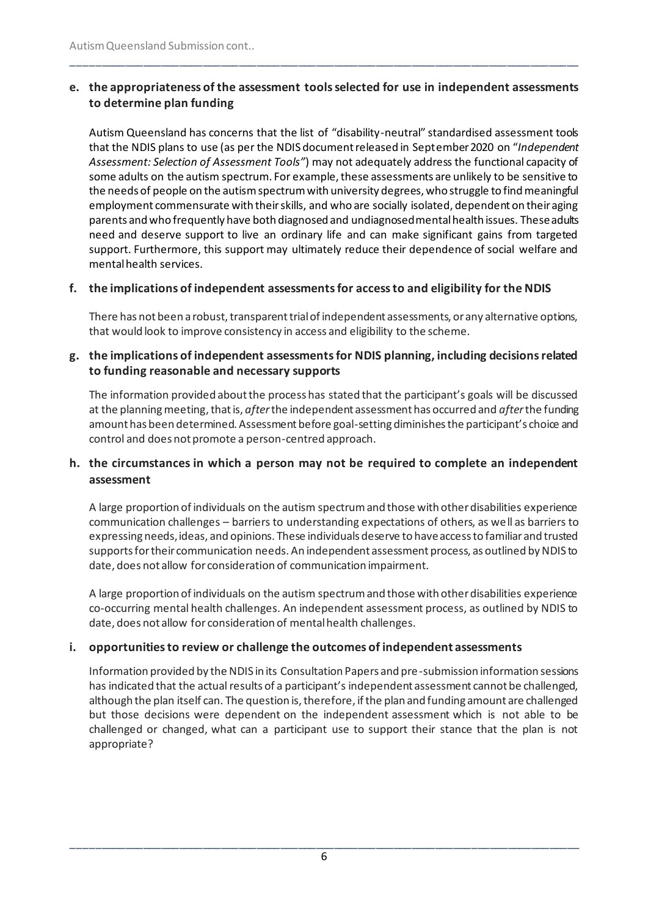**e. the appropriateness of the assessment tools selected for use in independent assessments to determine plan funding**

Autism Queensland has concerns that the list of "disability-neutral" standardised assessment tools that the NDIS plans to use (as per the NDIS document released in September 2020 on "*Independent Assessment: Selection of Assessment Tools"*) may not adequately address the functional capacity of some adults on the autism spectrum. For example, these assessments are unlikely to be sensitive to the needs of people on the autism spectrum with university degrees, who struggle to find meaningful employment commensurate with their skills, and who are socially isolated, dependent on their aging parents and who frequently have both diagnosed and undiagnosed mental health issues. These adults need and deserve support to live an ordinary life and can make significant gains from targeted support. Furthermore, this support may ultimately reduce their dependence of social welfare and mental health services.

**f. the implications of independent assessments for access to and eligibility for the NDIS**

There has not been a robust, transparent trial of independent assessments, or any alternative options, that would look to improve consistency in access and eligibility to the scheme.

**g. the implications of independent assessments for NDIS planning, including decisions related to funding reasonable and necessary supports**

The information provided about the process has stated that the participant's goals will be discussed at the planning meeting, that is, *after* the independent assessment has occurred and *after* the funding amount has been determined. Assessment before goal-setting diminishes the participant's choice and control and does not promote a person-centred approach.

**h. the circumstances in which a person may not be required to complete an independent assessment**

A large proportion of individuals on the autism spectrum and those with other disabilities experience communication challenges – barriers to understanding expectations of others, as well as barriers to expressing needs, ideas, and opinions. These individuals deserve to have access to familiar and trusted supports for their communication needs. An independent assessment process, as outlined by NDIS to date, does not allow for consideration of communication impairment.

A large proportion of individuals on the autism spectrum and those with other disabilities experience co-occurring mental health challenges. An independent assessment process, as outlined by NDIS to date, does not allow for consideration of mental health challenges.

**i. opportunities to review or challenge the outcomes of independent assessments**

Information provided by the NDIS in its Consultation Papers and pre-submission information sessions has indicated that the actual results of a participant's independent assessment cannot be challenged, although the plan itself can. The question is, therefore, if the plan and funding amount are challenged but those decisions were dependent on the independent assessment which is not able to be challenged or changed, what can a participant use to support their stance that the plan is not appropriate?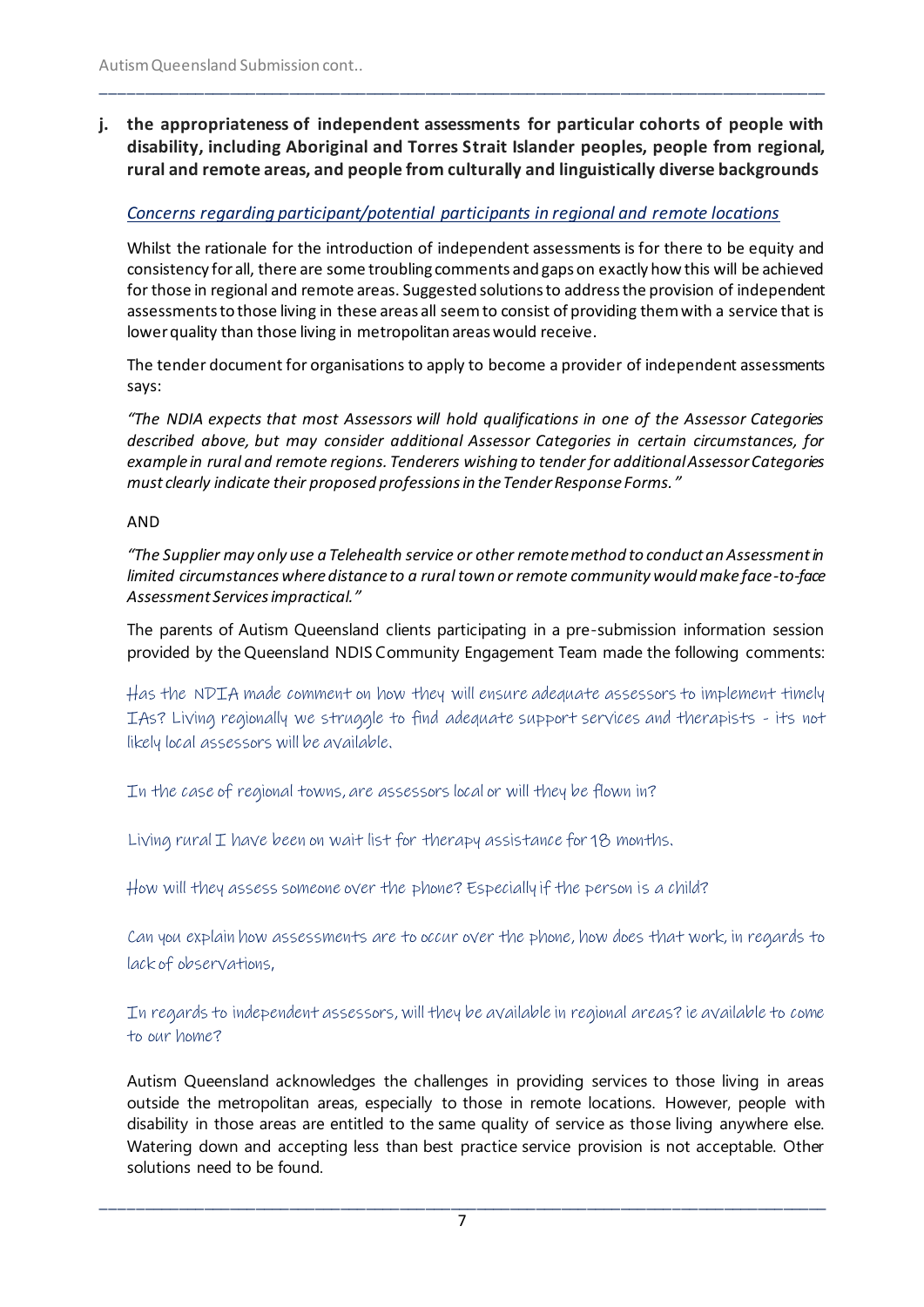**j. the appropriateness of independent assessments for particular cohorts of people with disability, including Aboriginal and Torres Strait Islander peoples, people from regional, rural and remote areas, and people from culturally and linguistically diverse backgrounds**

*Concerns regarding participant/potential participants in regional and remote locations*

Whilst the rationale for the introduction of independent assessments is for there to be equity and consistency for all, there are some troubling comments and gaps on exactly how this will be achieved for those in regional and remote areas. Suggested solutions to address the provision of independent assessments to those living in these areas all seem to consist of providing them with a service that is lower quality than those living in metropolitan areas would receive.

The tender document for organisations to apply to become a provider of independent assessments says:

*"The NDIA expects that most Assessors will hold qualifications in one of the Assessor Categories described above, but may consider additional Assessor Categories in certain circumstances, for example in rural and remote regions. Tenderers wishing to tender for additional Assessor Categories must clearly indicate their proposed professions in the Tender Response Forms."*

AND

*"The Supplier may only use a Telehealth service or other remote method to conduct an Assessment in limited circumstances where distance to a rural town or remote community would make face-to-face Assessment Services impractical."*

The parents of Autism Queensland clients participating in a pre-submission information session provided by the Queensland NDIS Community Engagement Team made the following comments:

Has the NDIA made comment on how they will ensure adequate assessors to implement timely IAs? Living regionally we struggle to find adequate support services and therapists - its not likely local assessors will be available.

In the case of regional towns, are assessors local or will they be flown in?

Living rural I have been on wait list for therapy assistance for 18 months.

How will they assess someone over the phone? Especially if the person is a child?

Can you explain how assessments are to occur over the phone, how does that work, in regards to lack of observations,

In regards to independent assessors, will they be available in regional areas? ie available to come to our home?

Autism Queensland acknowledges the challenges in providing services to those living in areas outside the metropolitan areas, especially to those in remote locations. However, people with disability in those areas are entitled to the same quality of service as those living anywhere else. Watering down and accepting less than best practice service provision is not acceptable. Other solutions need to be found.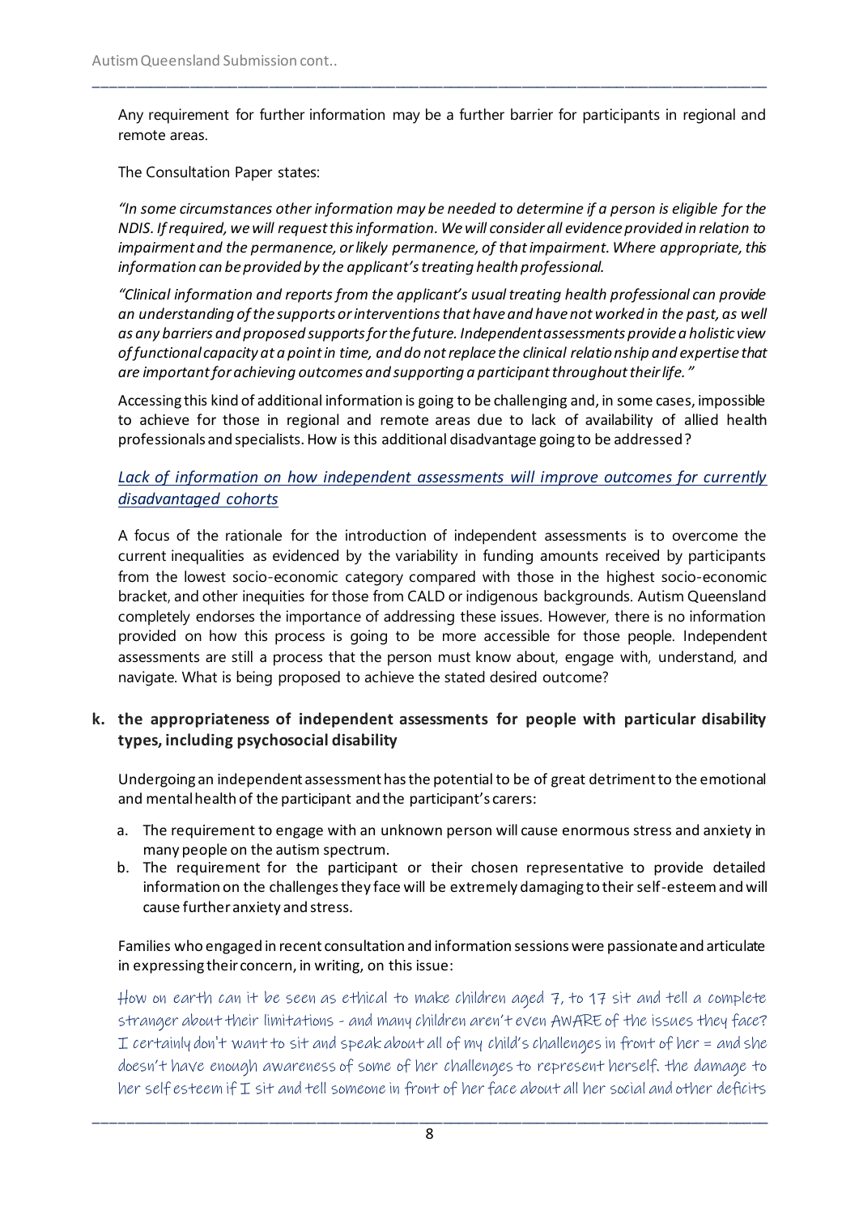Any requirement for further information may be a further barrier for participants in regional and remote areas.

The Consultation Paper states:

*"In some circumstances other information may be needed to determine if a person is eligible for the NDIS. If required, we will request this information. We will consider all evidence provided in relation to impairment and the permanence, or likely permanence, of that impairment. Where appropriate, this information can be provided by the applicant's treating health professional.*

*"Clinical information and reports from the applicant's usual treating health professional can provide an understanding of the supports or interventions that have and have not worked in the past, as well as any barriers and proposed supports for the future. Independent assessments provide a holistic view of functional capacity at a point in time, and do not replace the clinical relationship and expertise that are important for achieving outcomes and supporting a participant throughout their life."*

Accessing this kind of additional information is going to be challenging and, in some cases, impossible to achieve for those in regional and remote areas due to lack of availability of allied health professionals and specialists. How is this additional disadvantage going to be addressed?

*Lack of information on how independent assessments will improve outcomes for currently disadvantaged cohorts*

A focus of the rationale for the introduction of independent assessments is to overcome the current inequalities as evidenced by the variability in funding amounts received by participants from the lowest socio-economic category compared with those in the highest socio-economic bracket, and other inequities for those from CALD or indigenous backgrounds. Autism Queensland completely endorses the importance of addressing these issues. However, there is no information provided on how this process is going to be more accessible for those people. Independent assessments are still a process that the person must know about, engage with, understand, and navigate. What is being proposed to achieve the stated desired outcome?

**k. the appropriateness of independent assessments for people with particular disability types, including psychosocial disability**

Undergoing an independent assessment has the potential to be of great detriment to the emotional and mental health of the participant and the participant's carers:

a. The requirement to engage with an unknown person will cause enormous stress and anxiety in many people on the autism spectrum.
b. The requirement for the participant or their chosen representative to provide detailed information on the challenges they face will be extremely damaging to their self-esteem and will cause further anxiety and stress.

Families who engaged in recent consultation and information sessions were passionate and articulate in expressing their concern, in writing, on this issue:

How on earth can it be seen as ethical to make children aged 7, to 17 sit and tell a complete stranger about their limitations - and many children aren't even AWARE of the issues they face? I certainly don't want to sit and speak about all of my child's challenges in front of her = and she doesn't have enough awareness of some of her challenges to represent herself. the damage to her self esteem if I sit and tell someone in front of her face about all her social and other deficits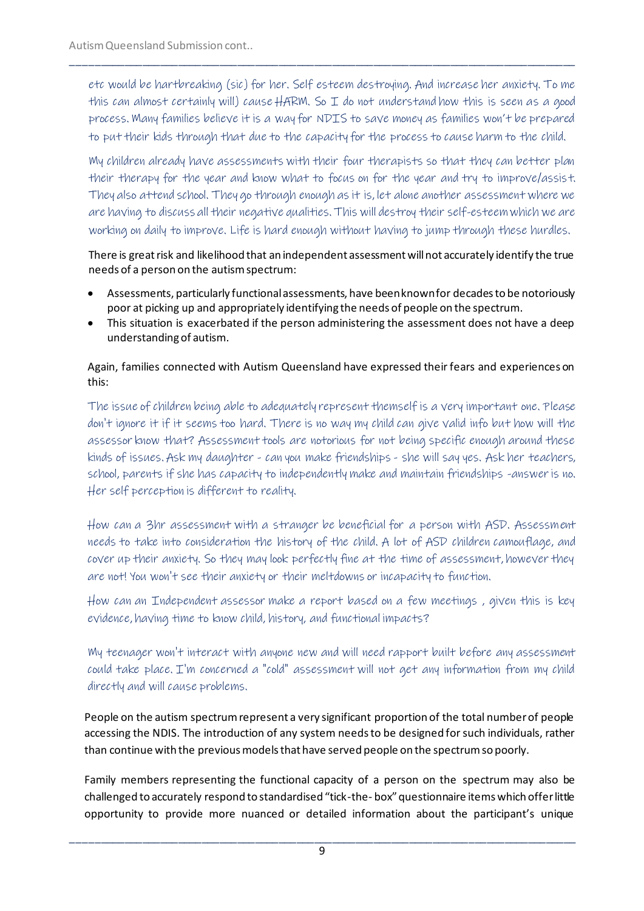etc would be hartbreaking (sic) for her. Self esteem destroying. And increase her anxiety. To me this can almost certainly will) cause HARM. So I do not understand how this is seen as a good process. Many families believe it is a way for NDIS to save money as families won't be prepared to put their kids through that due to the capacity for the process to cause harm to the child.

My children already have assessments with their four therapists so that they can better plan their therapy for the year and know what to focus on for the year and try to improve/assist. They also attend school. They go through enough as it is, let alone another assessment where we are having to discuss all their negative qualities. This will destroy their self-esteem which we are working on daily to improve. Life is hard enough without having to jump through these hurdles.

There is great risk and likelihood that an independent assessment will not accurately identify the true needs of a person on the autism spectrum:

- Assessments, particularly functional assessments, have been known for decades to be notoriously poor at picking up and appropriately identifying the needs of people on the spectrum.
- This situation is exacerbated if the person administering the assessment does not have a deep understanding of autism.

Again, families connected with Autism Queensland have expressed their fears and experiences on this:

The issue of children being able to adequately represent themself is a very important one. Please don't ignore it if it seems too hard. There is no way my child can give valid info but how will the assessor know that? Assessment tools are notorious for not being specific enough around these kinds of issues. Ask my daughter - can you make friendships - she will say yes. Ask her teachers, school, parents if she has capacity to independently make and maintain friendships -answer is no. Her self perception is different to reality.

How can a 3hr assessment with a stranger be beneficial for a person with ASD. Assessment needs to take into consideration the history of the child. A lot of ASD children camouflage, and cover up their anxiety. So they may look perfectly fine at the time of assessment, however they are not! You won't see their anxiety or their meltdowns or incapacity to function.

How can an Independent assessor make a report based on a few meetings , given this is key evidence, having time to know child, history, and functional impacts?

My teenager won't interact with anyone new and will need rapport built before any assessment could take place. I'm concerned a "cold" assessment will not get any information from my child directly and will cause problems.

People on the autism spectrum represent a very significant proportion of the total number of people accessing the NDIS. The introduction of any system needs to be designed for such individuals, rather than continue with the previous models that have served people on the spectrum so poorly.

Family members representing the functional capacity of a person on the spectrum may also be challenged to accurately respond to standardised "tick-the- box" questionnaire items which offer little opportunity to provide more nuanced or detailed information about the participant's unique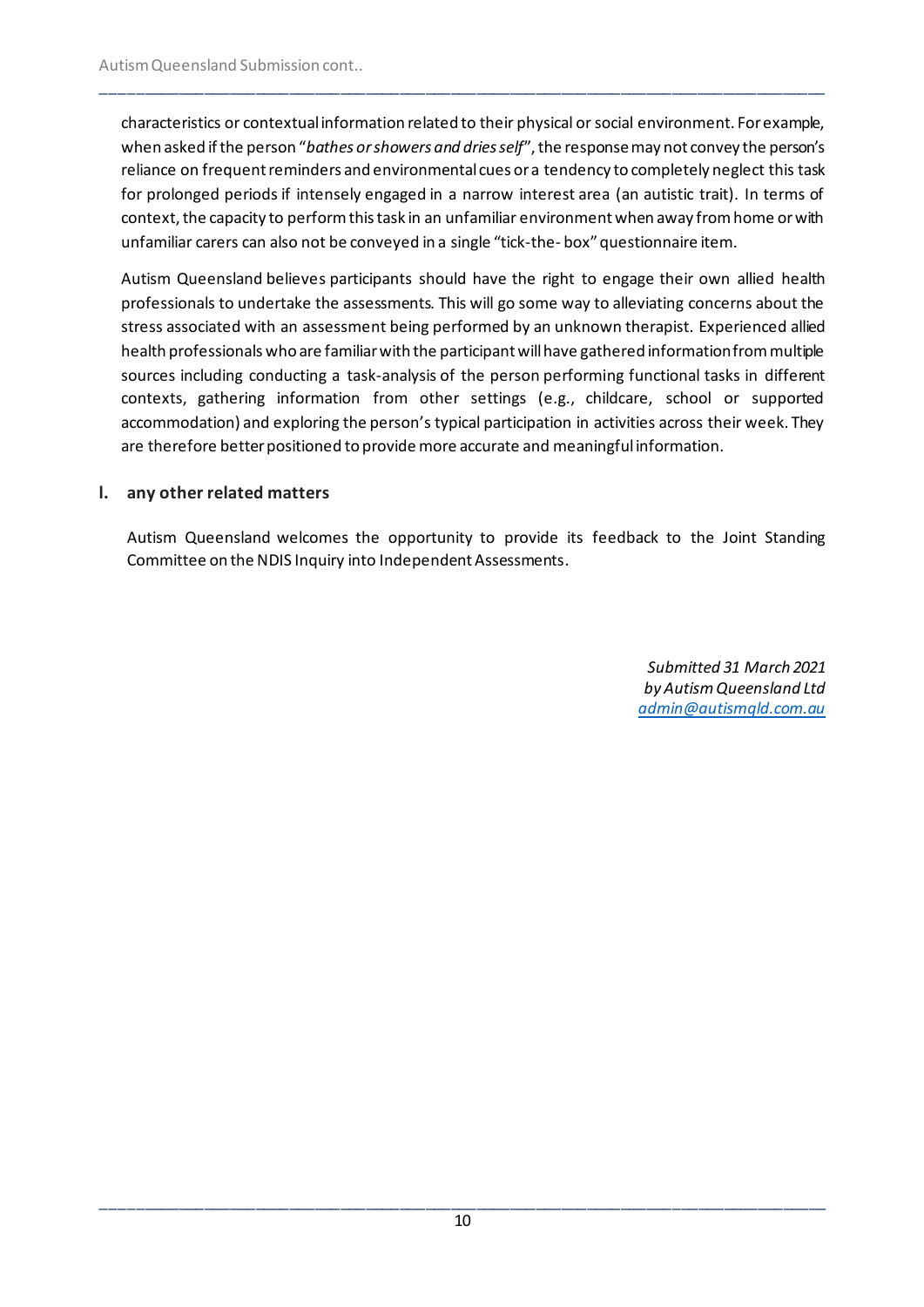characteristics or contextual information related to their physical or social environment. For example, when asked if the person "*bathes or showers and dries self*", the response may not convey the person's reliance on frequent reminders and environmental cues or a tendency to completely neglect this task for prolonged periods if intensely engaged in a narrow interest area (an autistic trait). In terms of context, the capacity to perform this task in an unfamiliar environment when away from home or with unfamiliar carers can also not be conveyed in a single "tick-the- box" questionnaire item.

Autism Queensland believes participants should have the right to engage their own allied health professionals to undertake the assessments. This will go some way to alleviating concerns about the stress associated with an assessment being performed by an unknown therapist. Experienced allied health professionals who are familiar with the participant will have gathered information from multiple sources including conducting a task-analysis of the person performing functional tasks in different contexts, gathering information from other settings (e.g., childcare, school or supported accommodation) and exploring the person's typical participation in activities across their week. They are therefore better positioned to provide more accurate and meaningful information.

### l. any other related matters

Autism Queensland welcomes the opportunity to provide its feedback to the Joint Standing Committee on the NDIS Inquiry into Independent Assessments.

*Submitted 31 March 2021*
*by Autism Queensland Ltd*
*admin@autismqld.com.au*